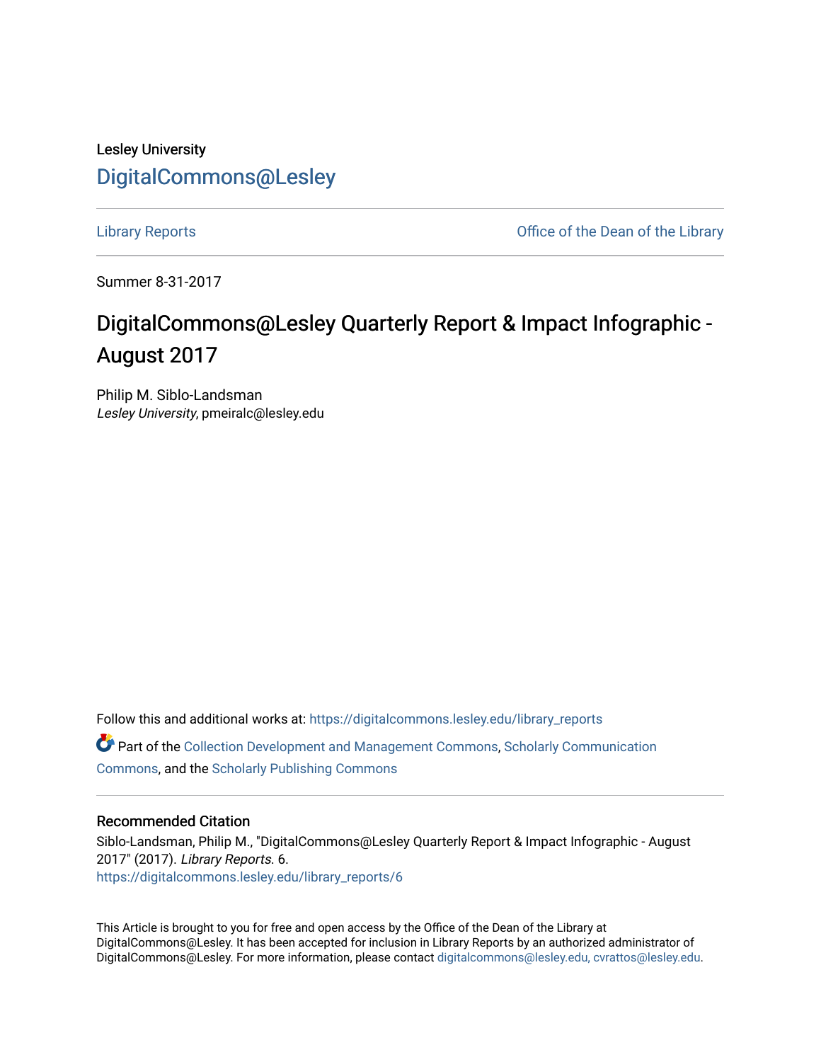Lesley University

DigitalCommons@Lesley

Library Reports | Office of the Dean of the Library

Summer 8-31-2017

# DigitalCommons@Lesley Quarterly Report & Impact Infographic - August 2017

Philip M. Siblo-Landsman
*Lesley University*, pmeiralc@lesley.edu

Follow this and additional works at: https://digitalcommons.lesley.edu/library_reports

Part of the Collection Development and Management Commons, Scholarly Communication Commons, and the Scholarly Publishing Commons

### Recommended Citation

Siblo-Landsman, Philip M., "DigitalCommons@Lesley Quarterly Report & Impact Infographic - August 2017" (2017). *Library Reports*. 6.
https://digitalcommons.lesley.edu/library_reports/6

This Article is brought to you for free and open access by the Office of the Dean of the Library at DigitalCommons@Lesley. It has been accepted for inclusion in Library Reports by an authorized administrator of DigitalCommons@Lesley. For more information, please contact digitalcommons@lesley.edu, cvrattos@lesley.edu.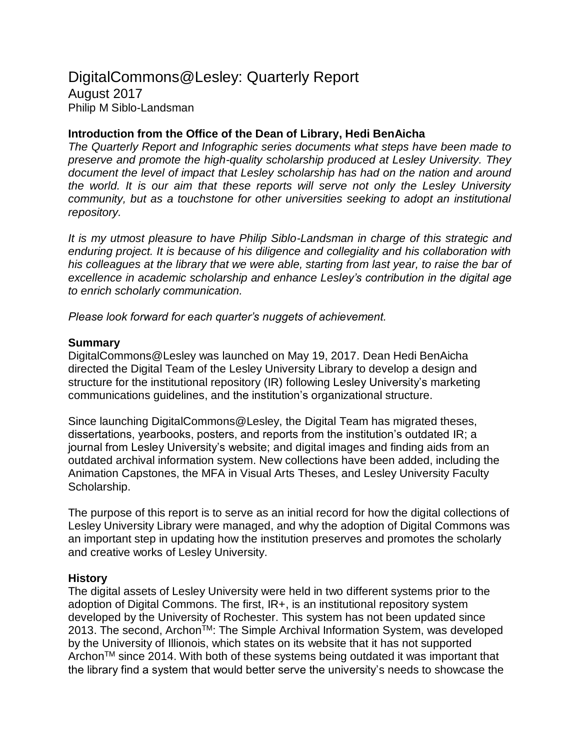# DigitalCommons@Lesley: Quarterly Report

August 2017

Philip M Siblo-Landsman

### Introduction from the Office of the Dean of Library, Hedi BenAicha

*The Quarterly Report and Infographic series documents what steps have been made to preserve and promote the high-quality scholarship produced at Lesley University. They document the level of impact that Lesley scholarship has had on the nation and around the world. It is our aim that these reports will serve not only the Lesley University community, but as a touchstone for other universities seeking to adopt an institutional repository.*

*It is my utmost pleasure to have Philip Siblo-Landsman in charge of this strategic and enduring project. It is because of his diligence and collegiality and his collaboration with his colleagues at the library that we were able, starting from last year, to raise the bar of excellence in academic scholarship and enhance Lesley's contribution in the digital age to enrich scholarly communication.*

*Please look forward for each quarter's nuggets of achievement.*

### Summary

DigitalCommons@Lesley was launched on May 19, 2017. Dean Hedi BenAicha directed the Digital Team of the Lesley University Library to develop a design and structure for the institutional repository (IR) following Lesley University's marketing communications guidelines, and the institution's organizational structure.

Since launching DigitalCommons@Lesley, the Digital Team has migrated theses, dissertations, yearbooks, posters, and reports from the institution's outdated IR; a journal from Lesley University's website; and digital images and finding aids from an outdated archival information system. New collections have been added, including the Animation Capstones, the MFA in Visual Arts Theses, and Lesley University Faculty Scholarship.

The purpose of this report is to serve as an initial record for how the digital collections of Lesley University Library were managed, and why the adoption of Digital Commons was an important step in updating how the institution preserves and promotes the scholarly and creative works of Lesley University.

### History

The digital assets of Lesley University were held in two different systems prior to the adoption of Digital Commons. The first, IR+, is an institutional repository system developed by the University of Rochester. This system has not been updated since 2013. The second, Archon™: The Simple Archival Information System, was developed by the University of Illinois, which states on its website that it has not supported Archon™ since 2014. With both of these systems being outdated it was important that the library find a system that would better serve the university's needs to showcase the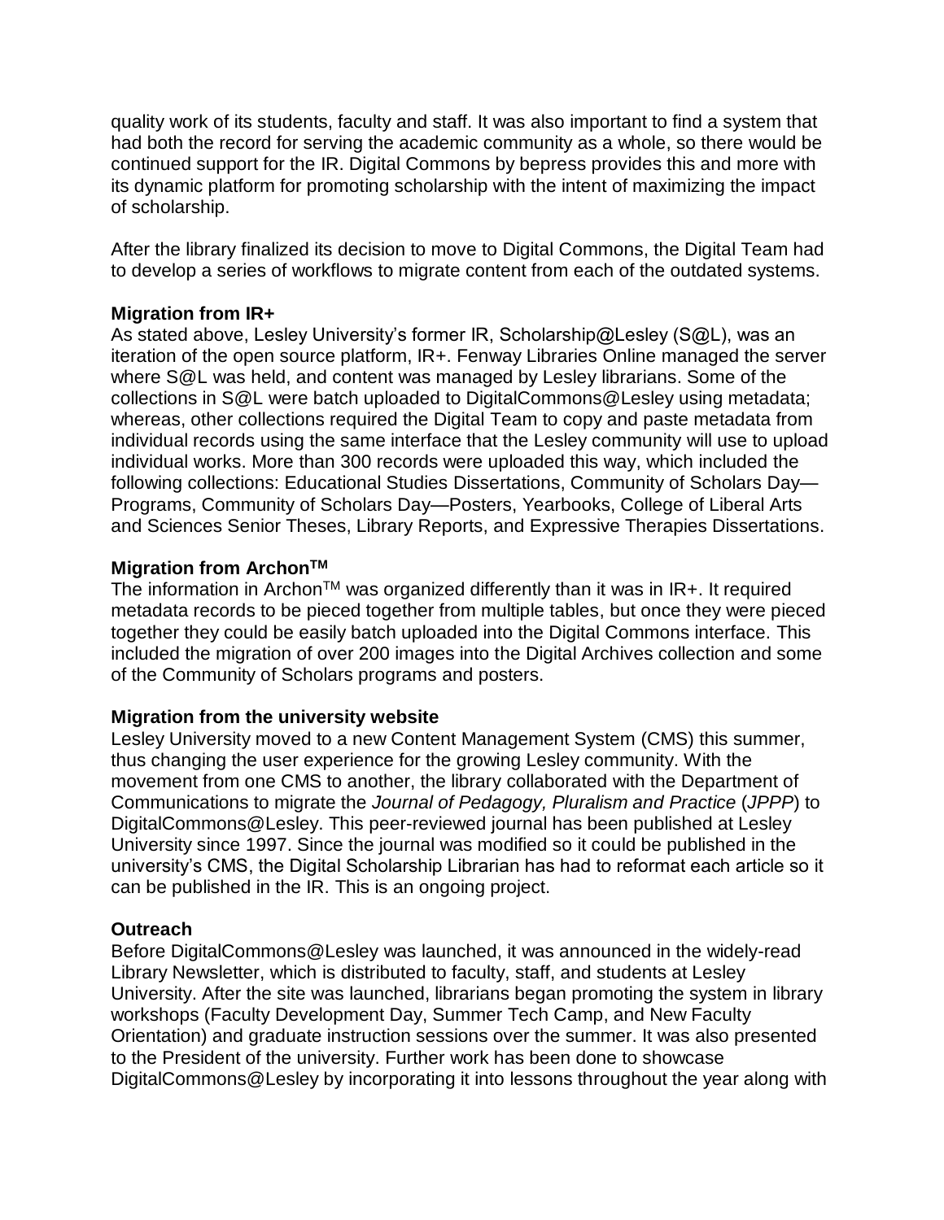quality work of its students, faculty and staff. It was also important to find a system that had both the record for serving the academic community as a whole, so there would be continued support for the IR. Digital Commons by bepress provides this and more with its dynamic platform for promoting scholarship with the intent of maximizing the impact of scholarship.

After the library finalized its decision to move to Digital Commons, the Digital Team had to develop a series of workflows to migrate content from each of the outdated systems.

**Migration from IR+**

As stated above, Lesley University's former IR, Scholarship@Lesley (S@L), was an iteration of the open source platform, IR+. Fenway Libraries Online managed the server where S@L was held, and content was managed by Lesley librarians. Some of the collections in S@L were batch uploaded to DigitalCommons@Lesley using metadata; whereas, other collections required the Digital Team to copy and paste metadata from individual records using the same interface that the Lesley community will use to upload individual works. More than 300 records were uploaded this way, which included the following collections: Educational Studies Dissertations, Community of Scholars Day—Programs, Community of Scholars Day—Posters, Yearbooks, College of Liberal Arts and Sciences Senior Theses, Library Reports, and Expressive Therapies Dissertations.

**Migration from Archon™**

The information in Archon™ was organized differently than it was in IR+. It required metadata records to be pieced together from multiple tables, but once they were pieced together they could be easily batch uploaded into the Digital Commons interface. This included the migration of over 200 images into the Digital Archives collection and some of the Community of Scholars programs and posters.

**Migration from the university website**

Lesley University moved to a new Content Management System (CMS) this summer, thus changing the user experience for the growing Lesley community. With the movement from one CMS to another, the library collaborated with the Department of Communications to migrate the *Journal of Pedagogy, Pluralism and Practice* (*JPPP*) to DigitalCommons@Lesley. This peer-reviewed journal has been published at Lesley University since 1997. Since the journal was modified so it could be published in the university's CMS, the Digital Scholarship Librarian has had to reformat each article so it can be published in the IR. This is an ongoing project.

**Outreach**

Before DigitalCommons@Lesley was launched, it was announced in the widely-read Library Newsletter, which is distributed to faculty, staff, and students at Lesley University. After the site was launched, librarians began promoting the system in library workshops (Faculty Development Day, Summer Tech Camp, and New Faculty Orientation) and graduate instruction sessions over the summer. It was also presented to the President of the university. Further work has been done to showcase DigitalCommons@Lesley by incorporating it into lessons throughout the year along with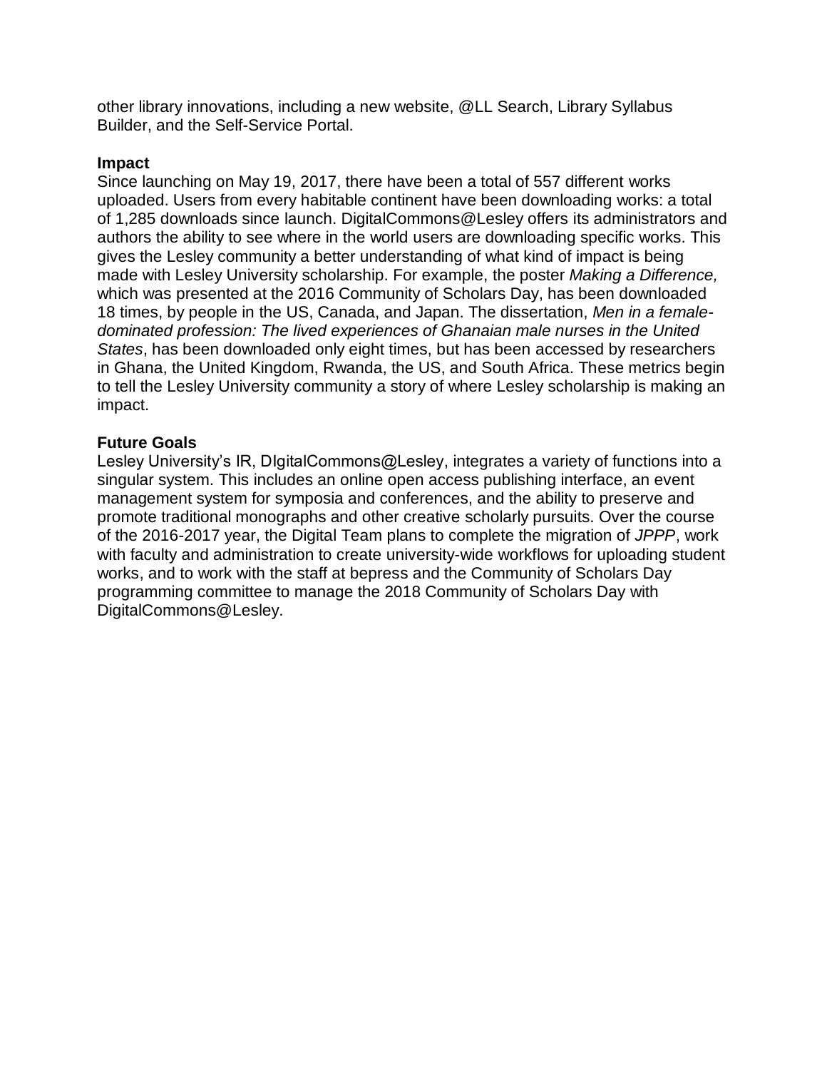other library innovations, including a new website, @LL Search, Library Syllabus Builder, and the Self-Service Portal.

**Impact**

Since launching on May 19, 2017, there have been a total of 557 different works uploaded. Users from every habitable continent have been downloading works: a total of 1,285 downloads since launch. DigitalCommons@Lesley offers its administrators and authors the ability to see where in the world users are downloading specific works. This gives the Lesley community a better understanding of what kind of impact is being made with Lesley University scholarship. For example, the poster *Making a Difference,* which was presented at the 2016 Community of Scholars Day, has been downloaded 18 times, by people in the US, Canada, and Japan. The dissertation, *Men in a female-dominated profession: The lived experiences of Ghanaian male nurses in the United States*, has been downloaded only eight times, but has been accessed by researchers in Ghana, the United Kingdom, Rwanda, the US, and South Africa. These metrics begin to tell the Lesley University community a story of where Lesley scholarship is making an impact.

**Future Goals**

Lesley University's IR, DIgitalCommons@Lesley, integrates a variety of functions into a singular system. This includes an online open access publishing interface, an event management system for symposia and conferences, and the ability to preserve and promote traditional monographs and other creative scholarly pursuits. Over the course of the 2016-2017 year, the Digital Team plans to complete the migration of *JPPP*, work with faculty and administration to create university-wide workflows for uploading student works, and to work with the staff at bepress and the Community of Scholars Day programming committee to manage the 2018 Community of Scholars Day with DigitalCommons@Lesley.